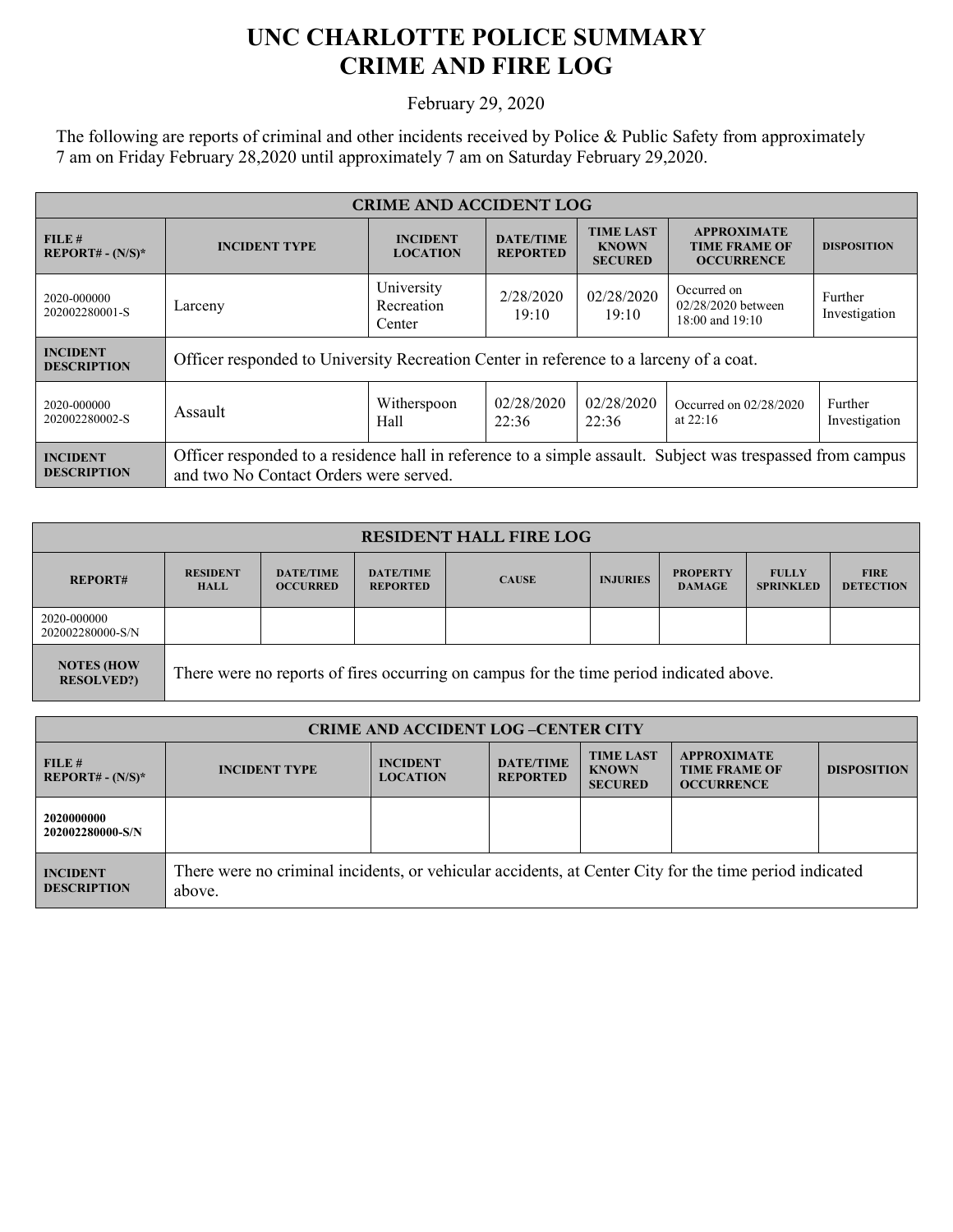# UNC CHARLOTTE POLICE SUMMARY
# CRIME AND FIRE LOG

February 29, 2020

The following are reports of criminal and other incidents received by Police & Public Safety from approximately 7 am on Friday February 28,2020 until approximately 7 am on Saturday February 29,2020.

| CRIME AND ACCIDENT LOG | | | | | | |
|---|---|---|---|---|---|---|
| **FILE # REPORT# - (N/S)*** | **INCIDENT TYPE** | **INCIDENT LOCATION** | **DATE/TIME REPORTED** | **TIME LAST KNOWN SECURED** | **APPROXIMATE TIME FRAME OF OCCURRENCE** | **DISPOSITION** |
| 2020-000000 202002280001-S | Larceny | University Recreation Center | 2/28/2020 19:10 | 02/28/2020 19:10 | Occurred on 02/28/2020 between 18:00 and 19:10 | Further Investigation |
| **INCIDENT DESCRIPTION** | Officer responded to University Recreation Center in reference to a larceny of a coat. | | | | | |
| 2020-000000 202002280002-S | Assault | Witherspoon Hall | 02/28/2020 22:36 | 02/28/2020 22:36 | Occurred on 02/28/2020 at 22:16 | Further Investigation |
| **INCIDENT DESCRIPTION** | Officer responded to a residence hall in reference to a simple assault. Subject was trespassed from campus and two No Contact Orders were served. | | | | | |

| RESIDENT HALL FIRE LOG | | | | | | | | |
|---|---|---|---|---|---|---|---|---|
| **REPORT#** | **RESIDENT HALL** | **DATE/TIME OCCURRED** | **DATE/TIME REPORTED** | **CAUSE** | **INJURIES** | **PROPERTY DAMAGE** | **FULLY SPRINKLED** | **FIRE DETECTION** |
| 2020-000000 202002280000-S/N | | | | | | | | |
| **NOTES (HOW RESOLVED?)** | There were no reports of fires occurring on campus for the time period indicated above. | | | | | | | |

| CRIME AND ACCIDENT LOG –CENTER CITY | | | | | | |
|---|---|---|---|---|---|---|
| **FILE # REPORT# - (N/S)*** | **INCIDENT TYPE** | **INCIDENT LOCATION** | **DATE/TIME REPORTED** | **TIME LAST KNOWN SECURED** | **APPROXIMATE TIME FRAME OF OCCURRENCE** | **DISPOSITION** |
| **2020000000 202002280000-S/N** | | | | | | |
| **INCIDENT DESCRIPTION** | There were no criminal incidents, or vehicular accidents, at Center City for the time period indicated above. | | | | | |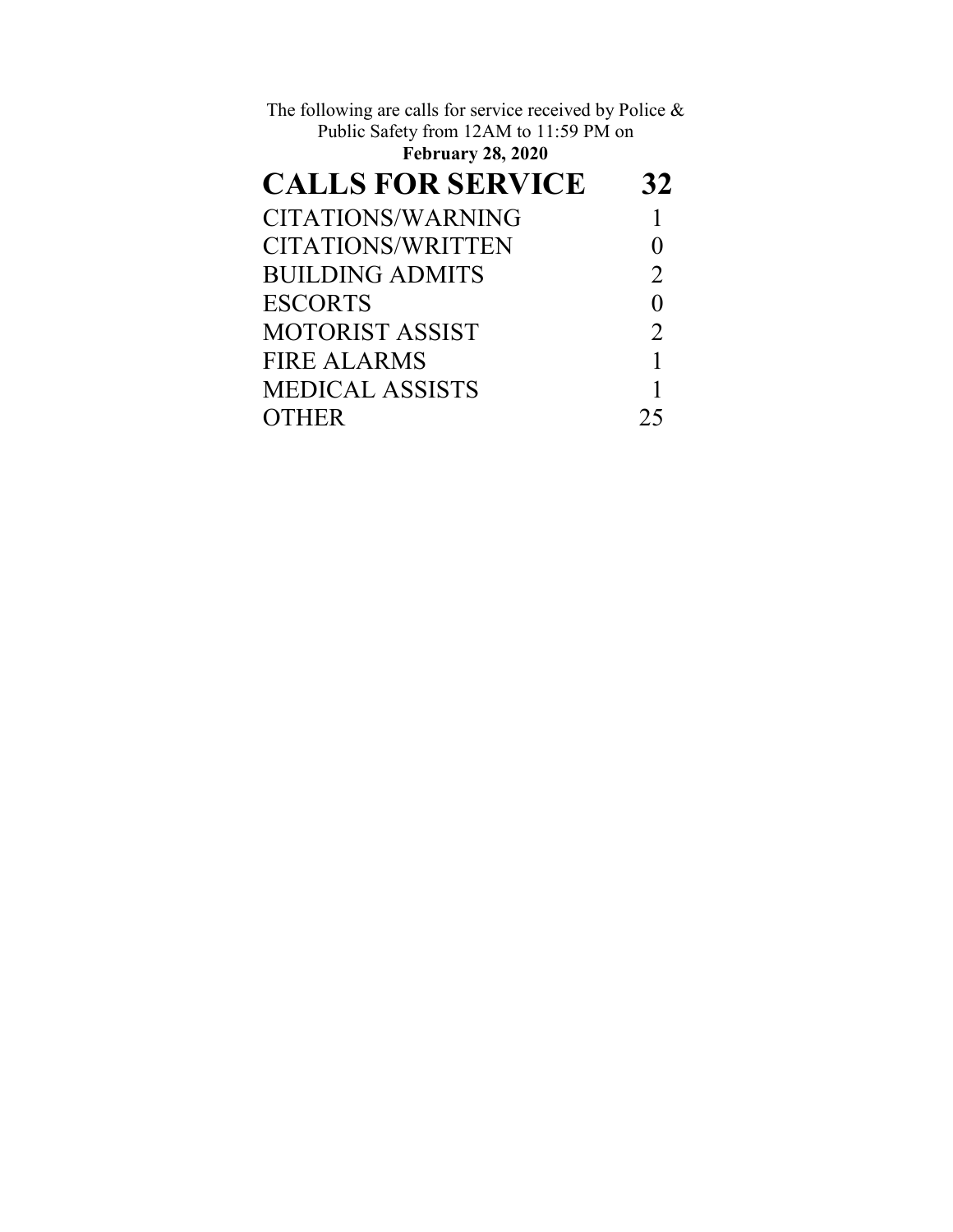The following are calls for service received by Police & Public Safety from 12AM to 11:59 PM on

**February 28, 2020**

| | |
|---|---|
| **CALLS FOR SERVICE** | **32** |
| CITATIONS/WARNING | 1 |
| CITATIONS/WRITTEN | 0 |
| BUILDING ADMITS | 2 |
| ESCORTS | 0 |
| MOTORIST ASSIST | 2 |
| FIRE ALARMS | 1 |
| MEDICAL ASSISTS | 1 |
| OTHER | 25 |